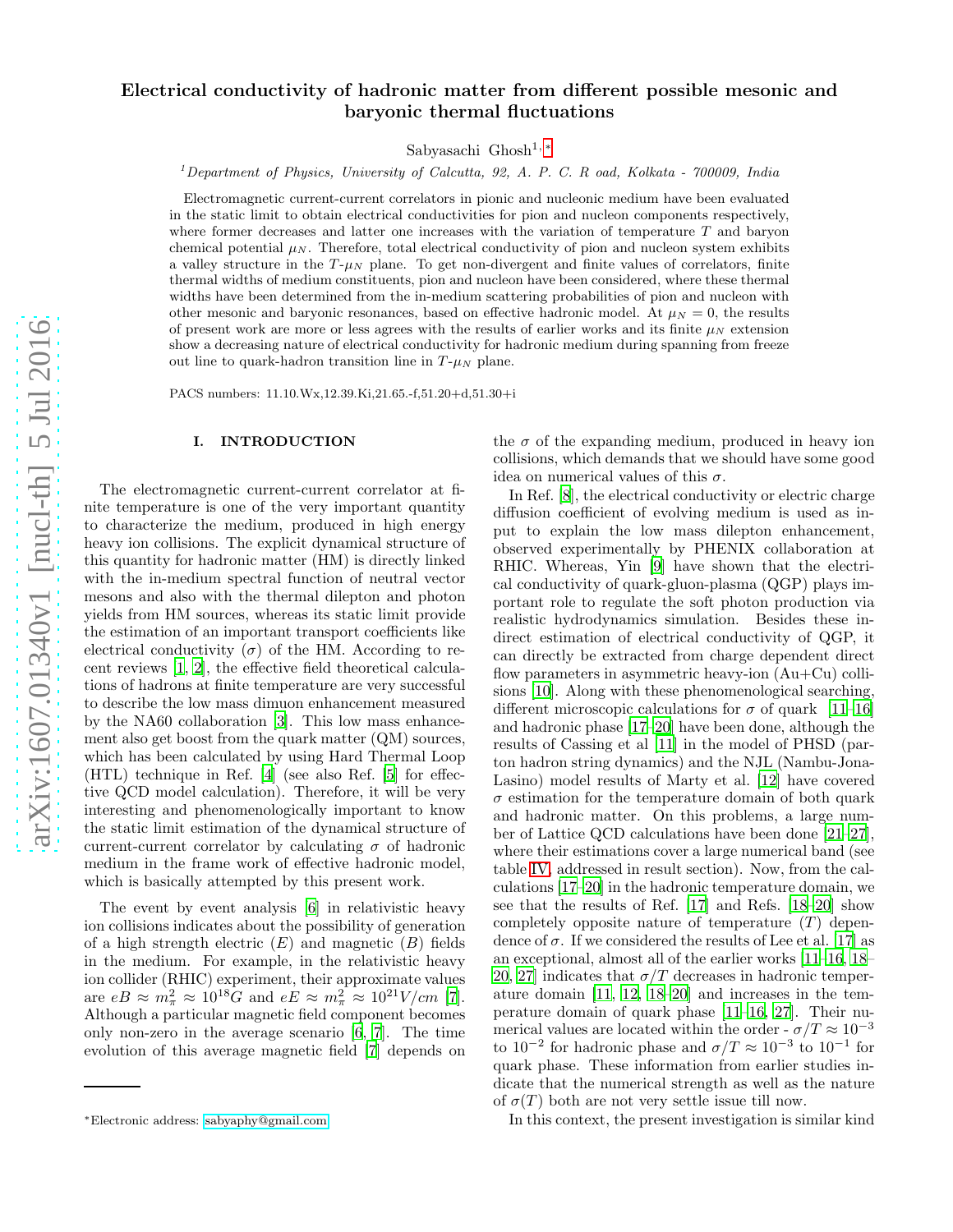# Electrical conductivity of hadronic matter from different possible mesonic and baryonic thermal fluctuations

Sabyasachi Ghosh[1,*]

[1]*Department of Physics, University of Calcutta, 92, A. P. C. R oad, Kolkata - 700009, India*

Electromagnetic current-current correlators in pionic and nucleonic medium have been evaluated in the static limit to obtain electrical conductivities for pion and nucleon components respectively, where former decreases and latter one increases with the variation of temperature $T$ and baryon chemical potential $\mu_N$. Therefore, total electrical conductivity of pion and nucleon system exhibits a valley structure in the $T$-$\mu_N$ plane. To get non-divergent and finite values of correlators, finite thermal widths of medium constituents, pion and nucleon have been considered, where these thermal widths have been determined from the in-medium scattering probabilities of pion and nucleon with other mesonic and baryonic resonances, based on effective hadronic model. At $\mu_N = 0$, the results of present work are more or less agrees with the results of earlier works and its finite $\mu_N$ extension show a decreasing nature of electrical conductivity for hadronic medium during spanning from freeze out line to quark-hadron transition line in $T$-$\mu_N$ plane.

PACS numbers: 11.10.Wx,12.39.Ki,21.65.-f,51.20+d,51.30+i

## I. INTRODUCTION

The electromagnetic current-current correlator at finite temperature is one of the very important quantity to characterize the medium, produced in high energy heavy ion collisions. The explicit dynamical structure of this quantity for hadronic matter (HM) is directly linked with the in-medium spectral function of neutral vector mesons and also with the thermal dilepton and photon yields from HM sources, whereas its static limit provide the estimation of an important transport coefficients like electrical conductivity ($\sigma$) of the HM. According to recent reviews [1, 2], the effective field theoretical calculations of hadrons at finite temperature are very successful to describe the low mass dimuon enhancement measured by the NA60 collaboration [3]. This low mass enhancement also get boost from the quark matter (QM) sources, which has been calculated by using Hard Thermal Loop (HTL) technique in Ref. [4] (see also Ref. [5] for effective QCD model calculation). Therefore, it will be very interesting and phenomenologically important to know the static limit estimation of the dynamical structure of current-current correlator by calculating $\sigma$ of hadronic medium in the frame work of effective hadronic model, which is basically attempted by this present work.

The event by event analysis [6] in relativistic heavy ion collisions indicates about the possibility of generation of a high strength electric ($E$) and magnetic ($B$) fields in the medium. For example, in the relativistic heavy ion collider (RHIC) experiment, their approximate values are $eB \approx m_\pi^2 \approx 10^{18}G$ and $eE \approx m_\pi^2 \approx 10^{21}V/cm$ [7]. Although a particular magnetic field component becomes only non-zero in the average scenario [6, 7]. The time evolution of this average magnetic field [7] depends on the $\sigma$ of the expanding medium, produced in heavy ion collisions, which demands that we should have some good idea on numerical values of this $\sigma$.

In Ref. [8], the electrical conductivity or electric charge diffusion coefficient of evolving medium is used as input to explain the low mass dilepton enhancement, observed experimentally by PHENIX collaboration at RHIC. Whereas, Yin [9] have shown that the electrical conductivity of quark-gluon-plasma (QGP) plays important role to regulate the soft photon production via realistic hydrodynamics simulation. Besides these indirect estimation of electrical conductivity of QGP, it can directly be extracted from charge dependent direct flow parameters in asymmetric heavy-ion (Au+Cu) collisions [10]. Along with these phenomenological searching, different microscopic calculations for $\sigma$ of quark [11–16] and hadronic phase [17–20] have been done, although the results of Cassing et al [11] in the model of PHSD (parton hadron string dynamics) and the NJL (Nambu-Jona-Lasino) model results of Marty et al. [12] have covered $\sigma$ estimation for the temperature domain of both quark and hadronic matter. On this problems, a large number of Lattice QCD calculations have been done [21–27], where their estimations cover a large numerical band (see table IV, addressed in result section). Now, from the calculations [17–20] in the hadronic temperature domain, we see that the results of Ref. [17] and Refs. [18–20] show completely opposite nature of temperature ($T$) dependence of $\sigma$. If we considered the results of Lee et al. [17] as an exceptional, almost all of the earlier works [11–16, 18–20, 27] indicates that $\sigma/T$ decreases in hadronic temperature domain [11, 12, 18–20] and increases in the temperature domain of quark phase [11–16, 27]. Their numerical values are located within the order - $\sigma/T \approx 10^{-3}$ to $10^{-2}$ for hadronic phase and $\sigma/T \approx 10^{-3}$ to $10^{-1}$ for quark phase. These information from earlier studies indicate that the numerical strength as well as the nature of $\sigma(T)$ both are not very settle issue till now.

In this context, the present investigation is similar kind

*Electronic address: sabyaphy@gmail.com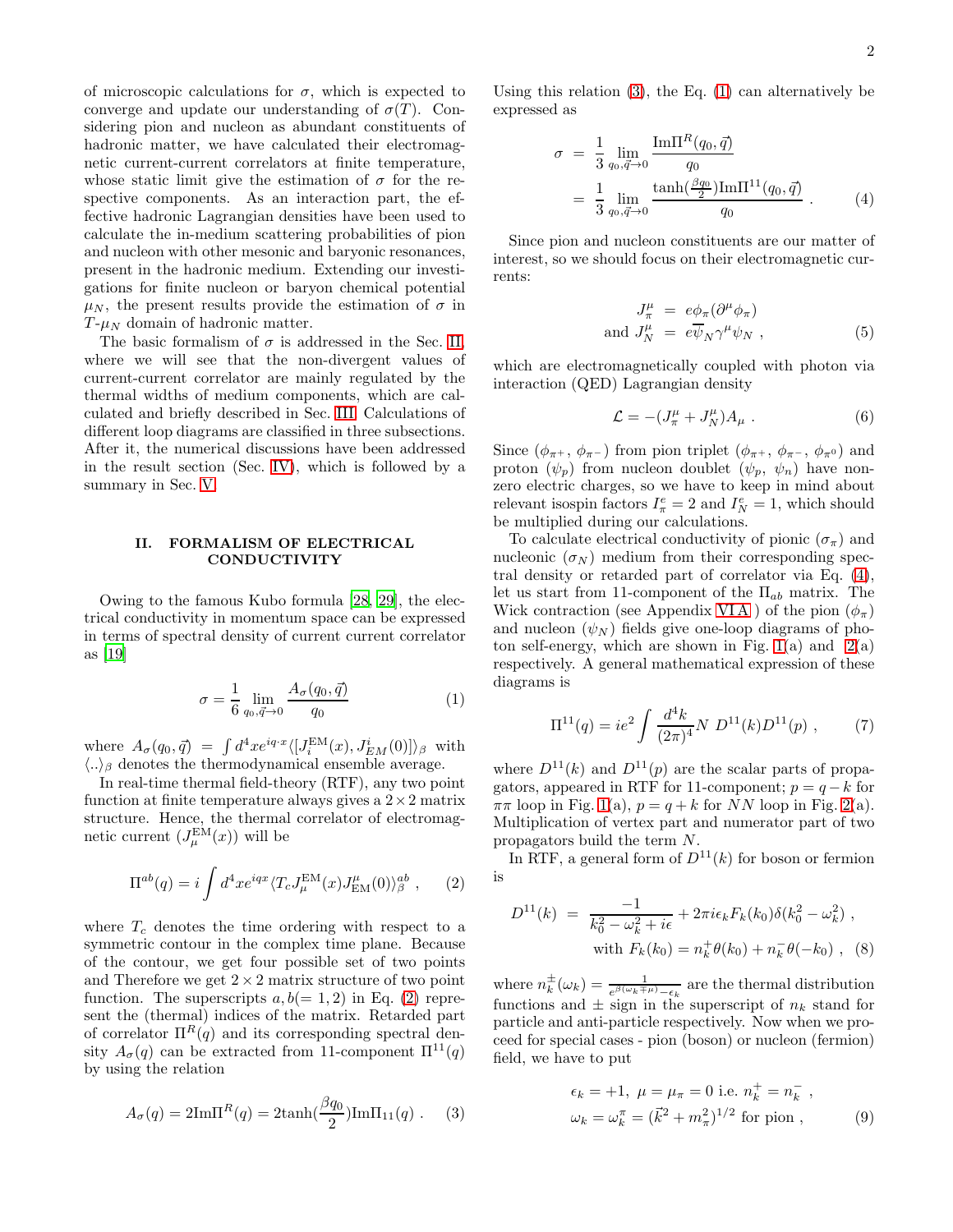of microscopic calculations for $\sigma$, which is expected to converge and update our understanding of $\sigma(T)$. Considering pion and nucleon as abundant constituents of hadronic matter, we have calculated their electromagnetic current-current correlators at finite temperature, whose static limit give the estimation of $\sigma$ for the respective components. As an interaction part, the effective hadronic Lagrangian densities have been used to calculate the in-medium scattering probabilities of pion and nucleon with other mesonic and baryonic resonances, present in the hadronic medium. Extending our investigations for finite nucleon or baryon chemical potential $\mu_N$, the present results provide the estimation of $\sigma$ in $T$-$\mu_N$ domain of hadronic matter.

The basic formalism of $\sigma$ is addressed in the Sec. II, where we will see that the non-divergent values of current-current correlator are mainly regulated by the thermal widths of medium components, which are calculated and briefly described in Sec. III. Calculations of different loop diagrams are classified in three subsections. After it, the numerical discussions have been addressed in the result section (Sec. IV), which is followed by a summary in Sec. V.

## II. FORMALISM OF ELECTRICAL CONDUCTIVITY

Owing to the famous Kubo formula [28, 29], the electrical conductivity in momentum space can be expressed in terms of spectral density of current current correlator as [19]

$$\sigma = \frac{1}{6}\lim_{q_0,\vec{q}\to 0}\frac{A_\sigma(q_0,\vec{q})}{q_0} \tag{1}$$

where $A_\sigma(q_0,\vec{q}) = \int d^4x e^{iq\cdot x}\langle[J_i^{\rm EM}(x), J^i_{EM}(0)]\rangle_\beta$ with $\langle..\rangle_\beta$ denotes the thermodynamical ensemble average.

In real-time thermal field-theory (RTF), any two point function at finite temperature always gives a $2\times 2$ matrix structure. Hence, the thermal correlator of electromagnetic current ($J^{\rm EM}_\mu(x)$) will be

$$\Pi^{ab}(q) = i\int d^4x e^{iqx}\langle T_c J^{\rm EM}_\mu(x) J^\mu_{\rm EM}(0)\rangle^{ab}_\beta , \tag{2}$$

where $T_c$ denotes the time ordering with respect to a symmetric contour in the complex time plane. Because of the contour, we get four possible set of two points and Therefore we get $2\times 2$ matrix structure of two point function. The superscripts $a, b(=1,2)$ in Eq. (2) represent the (thermal) indices of the matrix. Retarded part of correlator $\Pi^R(q)$ and its corresponding spectral density $A_\sigma(q)$ can be extracted from 11-component $\Pi^{11}(q)$ by using the relation

$$A_\sigma(q) = 2{\rm Im}\Pi^R(q) = 2{\rm tanh}(\frac{\beta q_0}{2}){\rm Im}\Pi_{11}(q) . \tag{3}$$

Using this relation (3), the Eq. (1) can alternatively be expressed as

$$\begin{aligned}\sigma &= \frac{1}{3}\lim_{q_0,\vec{q}\to 0}\frac{{\rm Im}\Pi^R(q_0,\vec{q})}{q_0}\\ &= \frac{1}{3}\lim_{q_0,\vec{q}\to 0}\frac{{\rm tanh}(\frac{\beta q_0}{2}){\rm Im}\Pi^{11}(q_0,\vec{q})}{q_0} .\end{aligned} \tag{4}$$

Since pion and nucleon constituents are our matter of interest, so we should focus on their electromagnetic currents:

$$\begin{aligned} J^\mu_\pi &= e\phi_\pi(\partial^\mu\phi_\pi)\\ \text{and } J^\mu_N &= e\overline{\psi}_N\gamma^\mu\psi_N ,\end{aligned} \tag{5}$$

which are electromagnetically coupled with photon via interaction (QED) Lagrangian density

$$\mathcal{L} = -(J^\mu_\pi + J^\mu_N)A_\mu . \tag{6}$$

Since ($\phi_{\pi^+}$, $\phi_{\pi^-}$) from pion triplet ($\phi_{\pi^+}$, $\phi_{\pi^-}$, $\phi_{\pi^0}$) and proton ($\psi_p$) from nucleon doublet ($\psi_p$, $\psi_n$) have nonzero electric charges, so we have to keep in mind about relevant isospin factors $I^e_\pi = 2$ and $I^e_N = 1$, which should be multiplied during our calculations.

To calculate electrical conductivity of pionic ($\sigma_\pi$) and nucleonic ($\sigma_N$) medium from their corresponding spectral density or retarded part of correlator via Eq. (4), let us start from 11-component of the $\Pi_{ab}$ matrix. The Wick contraction (see Appendix VI A ) of the pion ($\phi_\pi$) and nucleon ($\psi_N$) fields give one-loop diagrams of photon self-energy, which are shown in Fig. 1(a) and 2(a) respectively. A general mathematical expression of these diagrams is

$$\Pi^{11}(q) = ie^2\int\frac{d^4k}{(2\pi)^4}N\ D^{11}(k)D^{11}(p) , \tag{7}$$

where $D^{11}(k)$ and $D^{11}(p)$ are the scalar parts of propagators, appeared in RTF for 11-component; $p = q - k$ for $\pi\pi$ loop in Fig. 1(a), $p = q + k$ for $NN$ loop in Fig. 2(a). Multiplication of vertex part and numerator part of two propagators build the term $N$.

In RTF, a general form of $D^{11}(k)$ for boson or fermion is

$$\begin{aligned} D^{11}(k) &= \frac{-1}{k_0^2 - \omega_k^2 + i\epsilon} + 2\pi i\epsilon_k F_k(k_0)\delta(k_0^2 - \omega_k^2) ,\\ &\quad \text{with } F_k(k_0) = n^+_k\theta(k_0) + n^-_k\theta(-k_0) ,\end{aligned} \tag{8}$$

where $n^\pm_k(\omega_k) = \frac{1}{e^{\beta(\omega_k\mp\mu)}-\epsilon_k}$ are the thermal distribution functions and $\pm$ sign in the superscript of $n_k$ stand for particle and anti-particle respectively. Now when we proceed for special cases - pion (boson) or nucleon (fermion) field, we have to put

$$\begin{aligned} &\epsilon_k = +1,\ \mu = \mu_\pi = 0 \text{ i.e. } n^+_k = n^-_k ,\\ &\omega_k = \omega^\pi_k = (\vec{k}^2 + m_\pi^2)^{1/2} \text{ for pion} ,\end{aligned} \tag{9}$$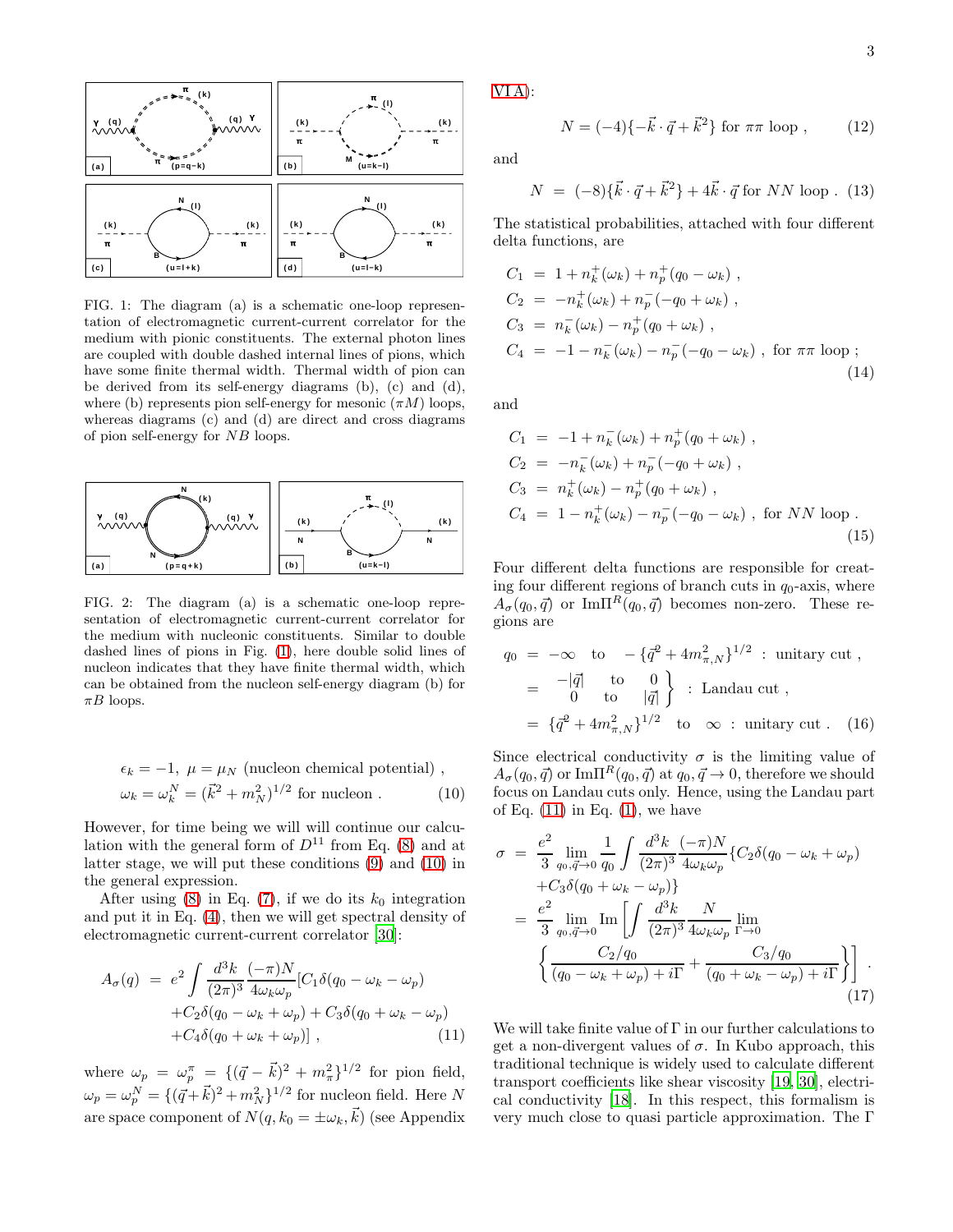FIG. 1: The diagram (a) is a schematic one-loop representation of electromagnetic current-current correlator for the medium with pionic constituents. The external photon lines are coupled with double dashed internal lines of pions, which have some finite thermal width. Thermal width of pion can be derived from its self-energy diagrams (b), (c) and (d), where (b) represents pion self-energy for mesonic ($\pi M$) loops, whereas diagrams (c) and (d) are direct and cross diagrams of pion self-energy for $NB$ loops.

FIG. 2: The diagram (a) is a schematic one-loop representation of electromagnetic current-current correlator for the medium with nucleonic constituents. Similar to double dashed lines of pions in Fig. (1), here double solid lines of nucleon indicates that they have finite thermal width, which can be obtained from the nucleon self-energy diagram (b) for $\pi B$ loops.

$$
\begin{aligned}
&\epsilon_k = -1,\ \mu = \mu_N \text{ (nucleon chemical potential)}\ , \\
&\omega_k = \omega_k^N = (\vec{k}^2 + m_N^2)^{1/2} \text{ for nucleon}\ . 
\end{aligned}
\tag{10}
$$

However, for time being we will will continue our calculation with the general form of $D^{11}$ from Eq. (8) and at latter stage, we will put these conditions (9) and (10) in the general expression.

After using (8) in Eq. (7), if we do its $k_0$ integration and put it in Eq. (4), then we will get spectral density of electromagnetic current-current correlator [30]:

$$
\begin{aligned}
A_\sigma(q) \ =\ & e^2 \int \frac{d^3k}{(2\pi)^3} \frac{(-\pi)N}{4\omega_k\omega_p} [C_1 \delta(q_0 - \omega_k - \omega_p) \\
& + C_2 \delta(q_0 - \omega_k + \omega_p) + C_3 \delta(q_0 + \omega_k - \omega_p) \\
& + C_4 \delta(q_0 + \omega_k + \omega_p)]\ ,
\end{aligned}
\tag{11}
$$

where $\omega_p = \omega_p^\pi = \{(\vec{q} - \vec{k})^2 + m_\pi^2\}^{1/2}$ for pion field, $\omega_p = \omega_p^N = \{(\vec{q} + \vec{k})^2 + m_N^2\}^{1/2}$ for nucleon field. Here $N$ are space component of $N(q, k_0 = \pm\omega_k, \vec{k})$ (see Appendix VI A):

$$
N = (-4)\{-\vec{k}\cdot\vec{q} + \vec{k}^2\} \text{ for } \pi\pi \text{ loop}\ , \tag{12}
$$

and

$$
N \ =\ (-8)\{\vec{k}\cdot\vec{q} + \vec{k}^2\} + 4\vec{k}\cdot\vec{q} \text{ for } NN \text{ loop}\ . \tag{13}
$$

The statistical probabilities, attached with four different delta functions, are

$$
\begin{aligned}
C_1 \ &=\ 1 + n_k^+(\omega_k) + n_p^+(q_0 - \omega_k)\ , \\
C_2 \ &=\ -n_k^+(\omega_k) + n_p^-(-q_0 + \omega_k)\ , \\
C_3 \ &=\ n_k^-(\omega_k) - n_p^+(q_0 + \omega_k)\ , \\
C_4 \ &=\ -1 - n_k^-(\omega_k) - n_p^-(-q_0 - \omega_k)\ , \text{ for } \pi\pi \text{ loop}\ ;
\end{aligned}
\tag{14}
$$

and

$$
\begin{aligned}
C_1 \ &=\ -1 + n_k^-(\omega_k) + n_p^+(q_0 + \omega_k)\ , \\
C_2 \ &=\ -n_k^-(\omega_k) + n_p^-(-q_0 + \omega_k)\ , \\
C_3 \ &=\ n_k^+(\omega_k) - n_p^+(q_0 + \omega_k)\ , \\
C_4 \ &=\ 1 - n_k^+(\omega_k) - n_p^-(-q_0 - \omega_k)\ , \text{ for } NN \text{ loop}\ .
\end{aligned}
\tag{15}
$$

Four different delta functions are responsible for creating four different regions of branch cuts in $q_0$-axis, where $A_\sigma(q_0, \vec{q})$ or $\mathrm{Im}\Pi^R(q_0, \vec{q})$ becomes non-zero. These regions are

$$
\begin{aligned}
q_0 \ &=\ -\infty \quad \text{to} \quad -\{\vec{q}^2 + 4m_{\pi,N}^2\}^{1/2} \ :\ \text{unitary cut}\ , \\
&=\ \left.\begin{matrix} -|\vec{q}| & \text{to} & 0 \\ 0 & \text{to} & |\vec{q}| \end{matrix}\right\} \ :\ \text{Landau cut}\ , \\
&=\ \{\vec{q}^2 + 4m_{\pi,N}^2\}^{1/2} \quad \text{to} \quad \infty \ :\ \text{unitary cut}\ .
\end{aligned}
\tag{16}
$$

Since electrical conductivity $\sigma$ is the limiting value of $A_\sigma(q_0, \vec{q})$ or $\mathrm{Im}\Pi^R(q_0, \vec{q})$ at $q_0, \vec{q} \to 0$, therefore we should focus on Landau cuts only. Hence, using the Landau part of Eq. (11) in Eq. (1), we have

$$
\begin{aligned}
\sigma \ &=\ \frac{e^2}{3} \lim_{q_0, \vec{q}\to 0} \frac{1}{q_0} \int \frac{d^3k}{(2\pi)^3} \frac{(-\pi)N}{4\omega_k\omega_p} \{C_2 \delta(q_0 - \omega_k + \omega_p) \\
&\quad + C_3 \delta(q_0 + \omega_k - \omega_p)\} \\
&=\ \frac{e^2}{3} \lim_{q_0, \vec{q}\to 0} \mathrm{Im} \left[ \int \frac{d^3k}{(2\pi)^3} \frac{N}{4\omega_k\omega_p} \lim_{\Gamma\to 0} \right. \\
&\quad \left. \left\{ \frac{C_2/q_0}{(q_0 - \omega_k + \omega_p) + i\Gamma} + \frac{C_3/q_0}{(q_0 + \omega_k - \omega_p) + i\Gamma} \right\} \right]\ .
\end{aligned}
\tag{17}
$$

We will take finite value of $\Gamma$ in our further calculations to get a non-divergent values of $\sigma$. In Kubo approach, this traditional technique is widely used to calculate different transport coefficients like shear viscosity [19, 30], electrical conductivity [18]. In this respect, this formalism is very much close to quasi particle approximation. The $\Gamma$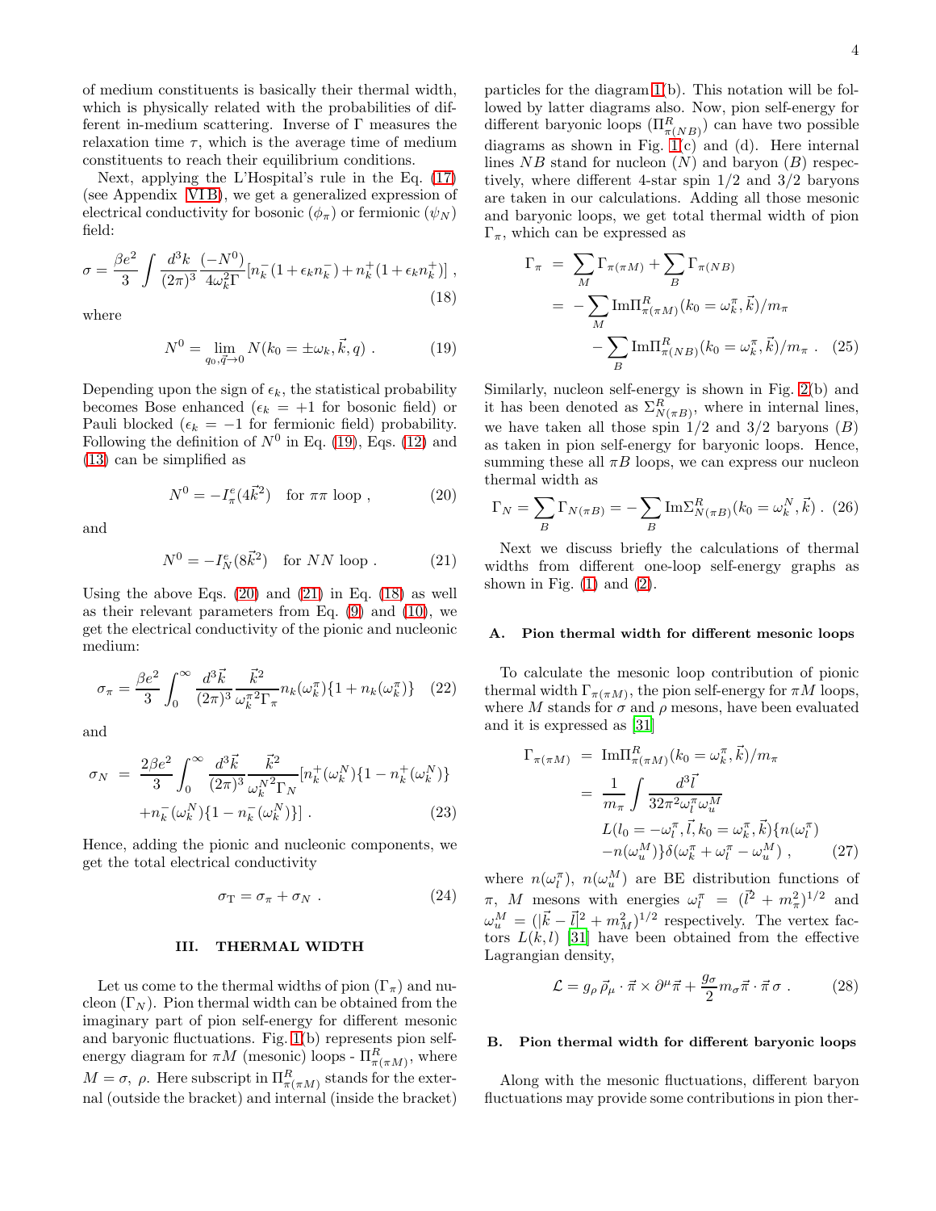of medium constituents is basically their thermal width, which is physically related with the probabilities of different in-medium scattering. Inverse of $\Gamma$ measures the relaxation time $\tau$, which is the average time of medium constituents to reach their equilibrium conditions.

Next, applying the L'Hospital's rule in the Eq. (17) (see Appendix VI B), we get a generalized expression of electrical conductivity for bosonic ($\phi_\pi$) or fermionic ($\psi_N$) field:

$$\sigma = \frac{\beta e^2}{3}\int \frac{d^3k}{(2\pi)^3}\frac{(-N^0)}{4\omega_k^2\Gamma}[n_k^-(1+\epsilon_k n_k^-) + n_k^+(1+\epsilon_k n_k^+)] \ , \tag{18}$$

where

$$N^0 = \lim_{q_0,\vec{q}\to 0} N(k_0 = \pm\omega_k, \vec{k}, q) \ . \tag{19}$$

Depending upon the sign of $\epsilon_k$, the statistical probability becomes Bose enhanced ($\epsilon_k = +1$ for bosonic field) or Pauli blocked ($\epsilon_k = -1$ for fermionic field) probability. Following the definition of $N^0$ in Eq. (19), Eqs. (12) and (13) can be simplified as

$$N^0 = -I_\pi^e(4\vec{k}^2) \quad \text{for } \pi\pi \text{ loop} \ , \tag{20}$$

and

$$N^0 = -I_N^e(8\vec{k}^2) \quad \text{for } NN \text{ loop} \ . \tag{21}$$

Using the above Eqs. (20) and (21) in Eq. (18) as well as their relevant parameters from Eq. (9) and (10), we get the electrical conductivity of the pionic and nucleonic medium:

$$\sigma_\pi = \frac{\beta e^2}{3}\int_0^\infty \frac{d^3\vec{k}}{(2\pi)^3}\frac{\vec{k}^2}{\omega_k^{\pi 2}\Gamma_\pi} n_k(\omega_k^\pi)\{1+n_k(\omega_k^\pi)\} \tag{22}$$

and

$$\begin{aligned}\sigma_N = \ & \frac{2\beta e^2}{3}\int_0^\infty \frac{d^3\vec{k}}{(2\pi)^3}\frac{\vec{k}^2}{\omega_k^{N 2}\Gamma_N}[n_k^+(\omega_k^N)\{1-n_k^+(\omega_k^N)\} \\ & + n_k^-(\omega_k^N)\{1-n_k^-(\omega_k^N)\}] \ .\end{aligned} \tag{23}$$

Hence, adding the pionic and nucleonic components, we get the total electrical conductivity

$$\sigma_{\rm T} = \sigma_\pi + \sigma_N \ . \tag{24}$$

## III. THERMAL WIDTH

Let us come to the thermal widths of pion ($\Gamma_\pi$) and nucleon ($\Gamma_N$). Pion thermal width can be obtained from the imaginary part of pion self-energy for different mesonic and baryonic fluctuations. Fig. 1(b) represents pion self-energy diagram for $\pi M$ (mesonic) loops - $\Pi^R_{\pi(\pi M)}$, where $M = \sigma, \ \rho$. Here subscript in $\Pi^R_{\pi(\pi M)}$ stands for the external (outside the bracket) and internal (inside the bracket) particles for the diagram 1(b). This notation will be followed by latter diagrams also. Now, pion self-energy for different baryonic loops ($\Pi^R_{\pi(NB)}$) can have two possible diagrams as shown in Fig. 1(c) and (d). Here internal lines $NB$ stand for nucleon ($N$) and baryon ($B$) respectively, where different 4-star spin 1/2 and 3/2 baryons are taken in our calculations. Adding all those mesonic and baryonic loops, we get total thermal width of pion $\Gamma_\pi$, which can be expressed as

$$\begin{aligned}\Gamma_\pi &= \sum_M \Gamma_{\pi(\pi M)} + \sum_B \Gamma_{\pi(NB)} \\ &= -\sum_M {\rm Im}\Pi^R_{\pi(\pi M)}(k_0 = \omega_k^\pi, \vec{k})/m_\pi \\ &\quad - \sum_B {\rm Im}\Pi^R_{\pi(NB)}(k_0 = \omega_k^\pi, \vec{k})/m_\pi \ .\end{aligned} \tag{25}$$

Similarly, nucleon self-energy is shown in Fig. 2(b) and it has been denoted as $\Sigma^R_{N(\pi B)}$, where in internal lines, we have taken all those spin 1/2 and 3/2 baryons ($B$) as taken in pion self-energy for baryonic loops. Hence, summing these all $\pi B$ loops, we can express our nucleon thermal width as

$$\Gamma_N = \sum_B \Gamma_{N(\pi B)} = -\sum_B {\rm Im}\Sigma^R_{N(\pi B)}(k_0 = \omega_k^N, \vec{k}) \ . \tag{26}$$

Next we discuss briefly the calculations of thermal widths from different one-loop self-energy graphs as shown in Fig. (1) and (2).

### A. Pion thermal width for different mesonic loops

To calculate the mesonic loop contribution of pionic thermal width $\Gamma_{\pi(\pi M)}$, the pion self-energy for $\pi M$ loops, where $M$ stands for $\sigma$ and $\rho$ mesons, have been evaluated and it is expressed as [31]

$$\begin{aligned}\Gamma_{\pi(\pi M)} &= {\rm Im}\Pi^R_{\pi(\pi M)}(k_0 = \omega_k^\pi, \vec{k})/m_\pi \\ &= \frac{1}{m_\pi}\int \frac{d^3\vec{l}}{32\pi^2\omega_l^\pi\omega_u^M} \\ &\quad L(l_0 = -\omega_l^\pi, \vec{l}, k_0 = \omega_k^\pi, \vec{k})\{n(\omega_l^\pi) \\ &\quad - n(\omega_u^M)\}\delta(\omega_k^\pi + \omega_l^\pi - \omega_u^M) \ ,\end{aligned} \tag{27}$$

where $n(\omega_l^\pi)$, $n(\omega_u^M)$ are BE distribution functions of $\pi$, $M$ mesons with energies $\omega_l^\pi = (\vec{l}^2 + m_\pi^2)^{1/2}$ and $\omega_u^M = (|\vec{k}-\vec{l}|^2 + m_M^2)^{1/2}$ respectively. The vertex factors $L(k,l)$ [31] have been obtained from the effective Lagrangian density,

$$\mathcal{L} = g_\rho\, \vec{\rho}_\mu \cdot \vec{\pi}\times\partial^\mu\vec{\pi} + \frac{g_\sigma}{2}m_\sigma\vec{\pi}\cdot\vec{\pi}\,\sigma \ . \tag{28}$$

### B. Pion thermal width for different baryonic loops

Along with the mesonic fluctuations, different baryon fluctuations may provide some contributions in pion ther-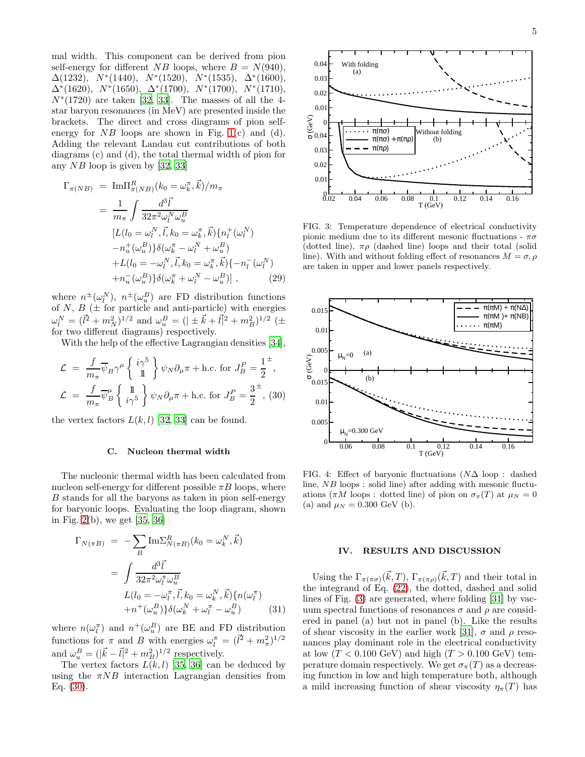mal width. This component can be derived from pion self-energy for different $NB$ loops, where $B = N(940)$, $\Delta(1232)$, $N^*(1440)$, $N^*(1520)$, $N^*(1535)$, $\Delta^*(1600)$, $\Delta^*(1620)$, $N^*(1650)$, $\Delta^*(1700)$, $N^*(1700)$, $N^*(1710)$, $N^*(1720)$ are taken [32, 33]. The masses of all the 4-star baryon resonances (in MeV) are presented inside the brackets. The direct and cross diagrams of pion self-energy for $NB$ loops are shown in Fig. 1(c) and (d). Adding the relevant Landau cut contributions of both diagrams (c) and (d), the total thermal width of pion for any $NB$ loop is given by [32, 33]

$$
\begin{aligned}
\Gamma_{\pi(NB)} &= \mathrm{Im}\Pi^R_{\pi(NB)}(k_0=\omega^\pi_k,\vec{k})/m_\pi \\
&= \frac{1}{m_\pi}\int\frac{d^3\vec{l}}{32\pi^2\omega^N_l\omega^B_u} \\
&\quad [L(l_0=\omega^N_l,\vec{l},k_0=\omega^\pi_k,\vec{k})\{n^+_l(\omega^N_l) \\
&\quad -n^+_u(\omega^B_u)\}\delta(\omega^\pi_k-\omega^N_l+\omega^B_u) \\
&\quad +L(l_0=-\omega^N_l,\vec{l},k_0=\omega^\pi_k,\vec{k})\{-n^-_l(\omega^N_l) \\
&\quad +n^-_u(\omega^B_u)\}\delta(\omega^\pi_k+\omega^N_l-\omega^B_u)]\,, \qquad (29)
\end{aligned}
$$

where $n^\pm(\omega^N_l)$, $n^\pm(\omega^B_u)$ are FD distribution functions of $N$, $B$ ($\pm$ for particle and anti-particle) with energies $\omega^N_l = (\vec{l}^2+m^2_N)^{1/2}$ and $\omega^B_u = (|\pm\vec{k}+\vec{l}|^2+m^2_B)^{1/2}$ ($\pm$ for two different diagrams) respectively.

With the help of the effective Lagrangian densities [34],

$$
\begin{aligned}
\mathcal{L} &= \frac{f}{m_\pi}\overline{\psi}_B\gamma^\mu\left\{\begin{array}{c} i\gamma^5 \\ \mathbb{1}\end{array}\right\}\psi_N\partial_\mu\pi + \text{h.c. for } J^P_B=\frac{1}{2}^\pm, \\
\mathcal{L} &= \frac{f}{m_\pi}\overline{\psi}^\mu_B\left\{\begin{array}{c} \mathbb{1} \\ i\gamma^5\end{array}\right\}\psi_N\partial_\mu\pi + \text{h.c. for } J^P_B=\frac{3}{2}^\pm\,, \quad (30)
\end{aligned}
$$

the vertex factors $L(k,l)$ [32, 33] can be found.

### C. Nucleon thermal width

The nucleonic thermal width has been calculated from nucleon self-energy for different possible $\pi B$ loops, where $B$ stands for all the baryons as taken in pion self-energy for baryonic loops. Evaluating the loop diagram, shown in Fig. 2(b), we get [35, 36]

$$
\begin{aligned}
\Gamma_{N(\pi B)} &= -\sum_B \mathrm{Im}\Sigma^R_{N(\pi B)}(k_0=\omega^N_k,\vec{k}) \\
&= \int\frac{d^3\vec{l}}{32\pi^2\omega^\pi_l\omega^B_u} \\
&\quad L(l_0=-\omega^\pi_l,\vec{l},k_0=\omega^N_k,\vec{k})\{n(\omega^\pi_l) \\
&\quad +n^+(\omega^B_u)\}\delta(\omega^N_k+\omega^\pi_l-\omega^B_u) \qquad (31)
\end{aligned}
$$

where $n(\omega^\pi_l)$ and $n^+(\omega^B_u)$ are BE and FD distribution functions for $\pi$ and $B$ with energies $\omega^\pi_l = (\vec{l}^2+m^2_\pi)^{1/2}$ and $\omega^B_u = (|\vec{k}-\vec{l}|^2+m^2_B)^{1/2}$ respectively.

The vertex factors $L(k,l)$ [35, 36] can be deduced by using the $\pi NB$ interaction Lagrangian densities from Eq. (30).

FIG. 3: Temperature dependence of electrical conductivity pionic medium due to its different mesonic fluctuations - $\pi\sigma$ (dotted line), $\pi\rho$ (dashed line) loops and their total (solid line). With and without folding effect of resonances $M=\sigma,\rho$ are taken in upper and lower panels respectively.

FIG. 4: Effect of baryonic fluctuations ($N\Delta$ loop : dashed line, $NB$ loops : solid line) after adding with mesonic fluctuations ($\pi M$ loops : dotted line) of pion on $\sigma_\pi(T)$ at $\mu_N=0$ (a) and $\mu_N=0.300$ GeV (b).

## IV. RESULTS AND DISCUSSION

Using the $\Gamma_{\pi(\pi\sigma)}(\vec{k},T)$, $\Gamma_{\pi(\pi\rho)}(\vec{k},T)$ and their total in the integrand of Eq. (22), the dotted, dashed and solid lines of Fig. (3) are generated, where folding [31] by vacuum spectral functions of resonances $\sigma$ and $\rho$ are considered in panel (a) but not in panel (b). Like the results of shear viscosity in the earlier work [31], $\sigma$ and $\rho$ resonances play dominant role in the electrical conductivity at low ($T<0.100$ GeV) and high ($T>0.100$ GeV) temperature domain respectively. We get $\sigma_\pi(T)$ as a decreasing function in low and high temperature both, although a mild increasing function of shear viscosity $\eta_\pi(T)$ has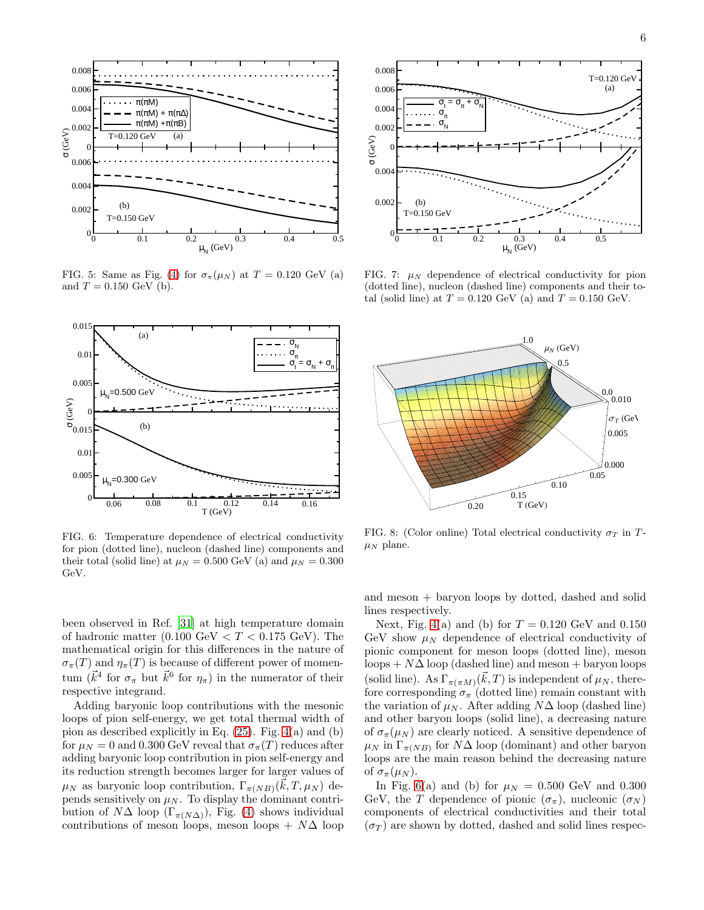FIG. 5: Same as Fig. (4) for $\sigma_\pi(\mu_N)$ at $T = 0.120$ GeV (a) and $T = 0.150$ GeV (b).

FIG. 7: $\mu_N$ dependence of electrical conductivity for pion (dotted line), nucleon (dashed line) components and their total (solid line) at $T = 0.120$ GeV (a) and $T = 0.150$ GeV.

FIG. 6: Temperature dependence of electrical conductivity for pion (dotted line), nucleon (dashed line) components and their total (solid line) at $\mu_N = 0.500$ GeV (a) and $\mu_N = 0.300$ GeV.

FIG. 8: (Color online) Total electrical conductivity $\sigma_T$ in $T$-$\mu_N$ plane.

been observed in Ref. [31] at high temperature domain of hadronic matter (0.100 GeV $< T <$ 0.175 GeV). The mathematical origin for this differences in the nature of $\sigma_\pi(T)$ and $\eta_\pi(T)$ is because of different power of momentum ($\vec{k}^4$ for $\sigma_\pi$ but $\vec{k}^6$ for $\eta_\pi$) in the numerator of their respective integrand.

Adding baryonic loop contributions with the mesonic loops of pion self-energy, we get total thermal width of pion as described explicitly in Eq. (25). Fig. 4(a) and (b) for $\mu_N = 0$ and 0.300 GeV reveal that $\sigma_\pi(T)$ reduces after adding baryonic loop contribution in pion self-energy and its reduction strength becomes larger for larger values of $\mu_N$ as baryonic loop contribution, $\Gamma_{\pi(NB)}(\vec{k}, T, \mu_N)$ depends sensitively on $\mu_N$. To display the dominant contribution of $N\Delta$ loop ($\Gamma_{\pi(N\Delta)}$), Fig. (4) shows individual contributions of meson loops, meson loops + $N\Delta$ loop and meson + baryon loops by dotted, dashed and solid lines respectively.

Next, Fig. 4(a) and (b) for $T = 0.120$ GeV and 0.150 GeV show $\mu_N$ dependence of electrical conductivity of pionic component for meson loops (dotted line), meson loops + $N\Delta$ loop (dashed line) and meson + baryon loops (solid line). As $\Gamma_{\pi(\pi M)}(\vec{k}, T)$ is independent of $\mu_N$, therefore corresponding $\sigma_\pi$ (dotted line) remain constant with the variation of $\mu_N$. After adding $N\Delta$ loop (dashed line) and other baryon loops (solid line), a decreasing nature of $\sigma_\pi(\mu_N)$ are clearly noticed. A sensitive dependence of $\mu_N$ in $\Gamma_{\pi(NB)}$ for $N\Delta$ loop (dominant) and other baryon loops are the main reason behind the decreasing nature of $\sigma_\pi(\mu_N)$.

In Fig. 6(a) and (b) for $\mu_N = 0.500$ GeV and 0.300 GeV, the $T$ dependence of pionic ($\sigma_\pi$), nucleonic ($\sigma_N$) components of electrical conductivities and their total ($\sigma_T$) are shown by dotted, dashed and solid lines respec-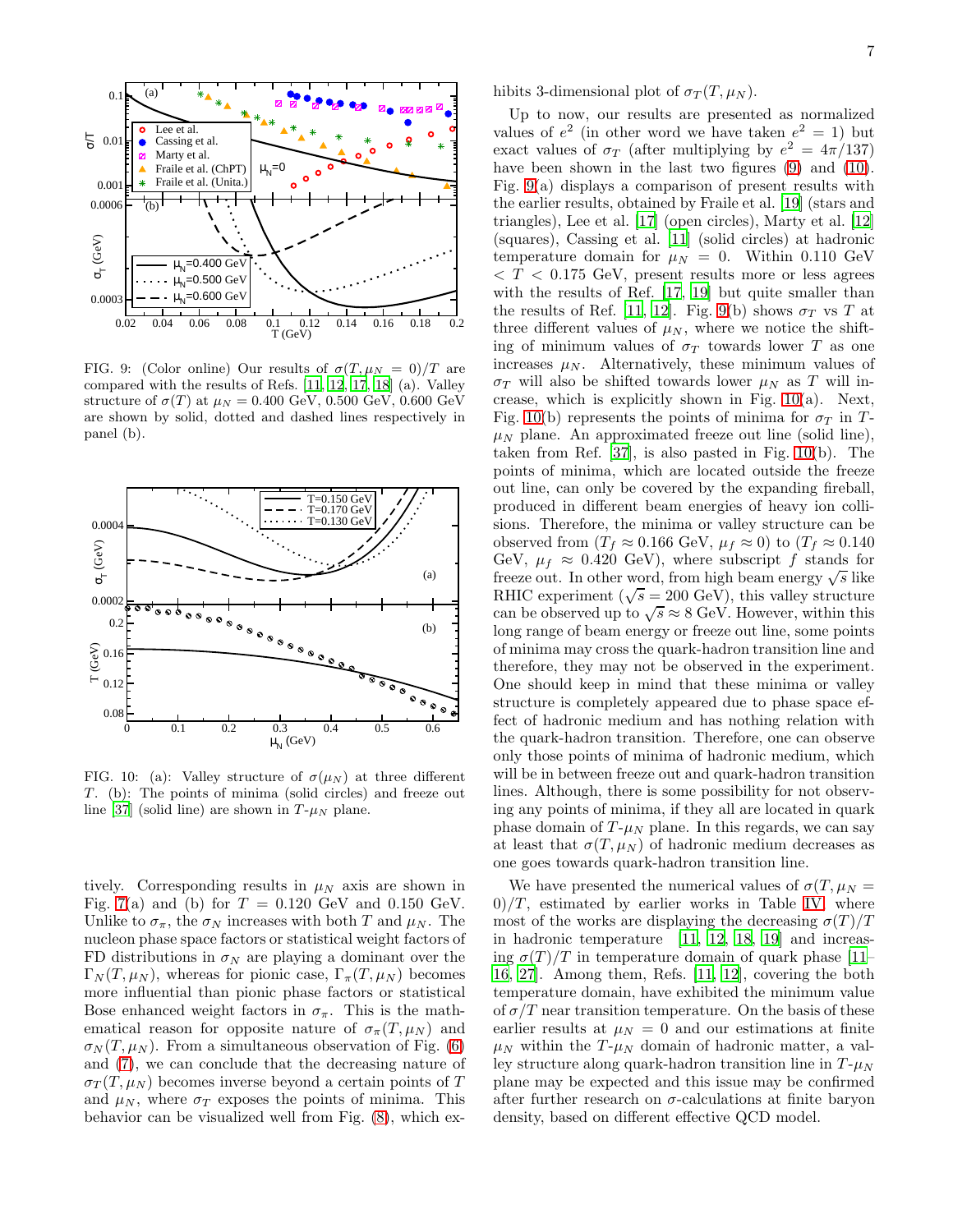FIG. 9: (Color online) Our results of $\sigma(T, \mu_N = 0)/T$ are compared with the results of Refs. [11, 12, 17, 18] (a). Valley structure of $\sigma(T)$ at $\mu_N = 0.400$ GeV, 0.500 GeV, 0.600 GeV are shown by solid, dotted and dashed lines respectively in panel (b).

FIG. 10: (a): Valley structure of $\sigma(\mu_N)$ at three different $T$. (b): The points of minima (solid circles) and freeze out line [37] (solid line) are shown in $T$-$\mu_N$ plane.

tively. Corresponding results in $\mu_N$ axis are shown in Fig. 7(a) and (b) for $T = 0.120$ GeV and 0.150 GeV. Unlike to $\sigma_\pi$, the $\sigma_N$ increases with both $T$ and $\mu_N$. The nucleon phase space factors or statistical weight factors of FD distributions in $\sigma_N$ are playing a dominant over the $\Gamma_N(T, \mu_N)$, whereas for pionic case, $\Gamma_\pi(T, \mu_N)$ becomes more influential than pionic phase factors or statistical Bose enhanced weight factors in $\sigma_\pi$. This is the mathematical reason for opposite nature of $\sigma_\pi(T, \mu_N)$ and $\sigma_N(T, \mu_N)$. From a simultaneous observation of Fig. (6) and (7), we can conclude that the decreasing nature of $\sigma_T(T, \mu_N)$ becomes inverse beyond a certain points of $T$ and $\mu_N$, where $\sigma_T$ exposes the points of minima. This behavior can be visualized well from Fig. (8), which exhibits 3-dimensional plot of $\sigma_T(T, \mu_N)$.

Up to now, our results are presented as normalized values of $e^2$ (in other word we have taken $e^2 = 1$) but exact values of $\sigma_T$ (after multiplying by $e^2 = 4\pi/137$) have been shown in the last two figures (9) and (10). Fig. 9(a) displays a comparison of present results with the earlier results, obtained by Fraile et al. [19] (stars and triangles), Lee et al. [17] (open circles), Marty et al. [12] (squares), Cassing et al. [11] (solid circles) at hadronic temperature domain for $\mu_N = 0$. Within 0.110 GeV $< T <$ 0.175 GeV, present results more or less agrees with the results of Ref. [17, 19] but quite smaller than the results of Ref. [11, 12]. Fig. 9(b) shows $\sigma_T$ vs $T$ at three different values of $\mu_N$, where we notice the shifting of minimum values of $\sigma_T$ towards lower $T$ as one increases $\mu_N$. Alternatively, these minimum values of $\sigma_T$ will also be shifted towards lower $\mu_N$ as $T$ will increase, which is explicitly shown in Fig. 10(a). Next, Fig. 10(b) represents the points of minima for $\sigma_T$ in $T$-$\mu_N$ plane. An approximated freeze out line (solid line), taken from Ref. [37], is also pasted in Fig. 10(b). The points of minima, which are located outside the freeze out line, can only be covered by the expanding fireball, produced in different beam energies of heavy ion collisions. Therefore, the minima or valley structure can be observed from ($T_f \approx 0.166$ GeV, $\mu_f \approx 0$) to ($T_f \approx 0.140$ GeV, $\mu_f \approx 0.420$ GeV), where subscript $f$ stands for freeze out. In other word, from high beam energy $\sqrt{s}$ like RHIC experiment ($\sqrt{s} = 200$ GeV), this valley structure can be observed up to $\sqrt{s} \approx 8$ GeV. However, within this long range of beam energy or freeze out line, some points of minima may cross the quark-hadron transition line and therefore, they may not be observed in the experiment. One should keep in mind that these minima or valley structure is completely appeared due to phase space effect of hadronic medium and has nothing relation with the quark-hadron transition. Therefore, one can observe only those points of minima of hadronic medium, which will be in between freeze out and quark-hadron transition lines. Although, there is some possibility for not observing any points of minima, if they all are located in quark phase domain of $T$-$\mu_N$ plane. In this regards, we can say at least that $\sigma(T, \mu_N)$ of hadronic medium decreases as one goes towards quark-hadron transition line.

We have presented the numerical values of $\sigma(T, \mu_N = 0)/T$, estimated by earlier works in Table IV, where most of the works are displaying the decreasing $\sigma(T)/T$ in hadronic temperature [11, 12, 18, 19] and increasing $\sigma(T)/T$ in temperature domain of quark phase [11–16, 27]. Among them, Refs. [11, 12], covering the both temperature domain, have exhibited the minimum value of $\sigma/T$ near transition temperature. On the basis of these earlier results at $\mu_N = 0$ and our estimations at finite $\mu_N$ within the $T$-$\mu_N$ domain of hadronic matter, a valley structure along quark-hadron transition line in $T$-$\mu_N$ plane may be expected and this issue may be confirmed after further research on $\sigma$-calculations at finite baryon density, based on different effective QCD model.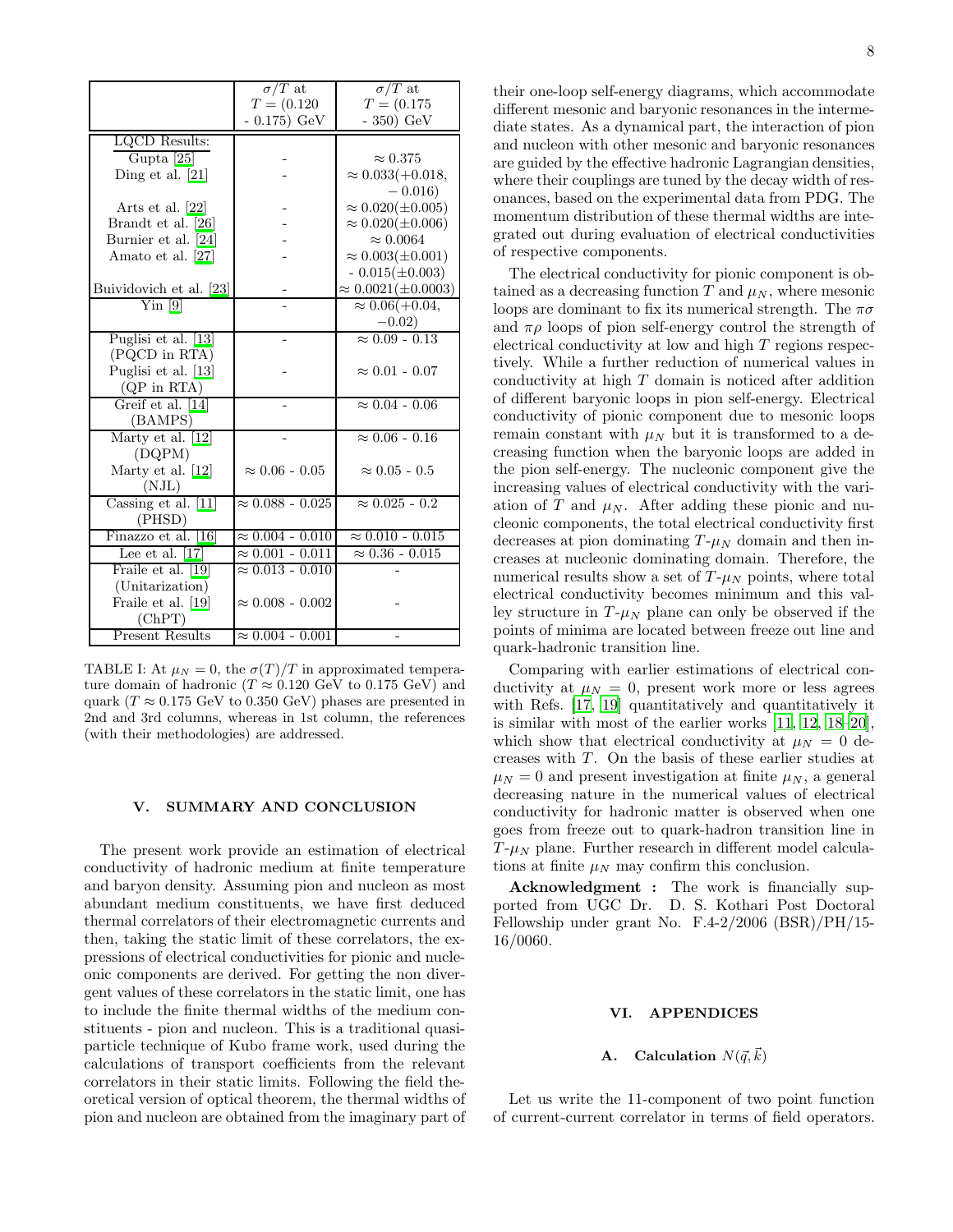| | $\sigma/T$ at $T = (0.120$ - $0.175)$ GeV | $\sigma/T$ at $T = (0.175$ - $350)$ GeV |
|---|---|---|
| LQCD Results: | | |
| Gupta [25] | - | $\approx 0.375$ |
| Ding et al. [21] | - | $\approx 0.033(+0.018, -0.016)$ |
| Arts et al. [22] | - | $\approx 0.020(\pm 0.005)$ |
| Brandt et al. [26] | - | $\approx 0.020(\pm 0.006)$ |
| Burnier et al. [24] | - | $\approx 0.0064$ |
| Amato et al. [27] | - | $\approx 0.003(\pm 0.001)$ - $0.015(\pm 0.003)$ |
| Buividovich et al. [23] | - | $\approx 0.0021(\pm 0.0003)$ |
| Yin [9] | - | $\approx 0.06(+0.04, -0.02)$ |
| Puglisi et al. [13] (PQCD in RTA) | - | $\approx 0.09$ - $0.13$ |
| Puglisi et al. [13] (QP in RTA) | - | $\approx 0.01$ - $0.07$ |
| Greif et al. [14] (BAMPS) | - | $\approx 0.04$ - $0.06$ |
| Marty et al. [12] (DQPM) | - | $\approx 0.06$ - $0.16$ |
| Marty et al. [12] (NJL) | $\approx 0.06$ - $0.05$ | $\approx 0.05$ - $0.5$ |
| Cassing et al. [11] (PHSD) | $\approx 0.088$ - $0.025$ | $\approx 0.025$ - $0.2$ |
| Finazzo et al. [16] | $\approx 0.004$ - $0.010$ | $\approx 0.010$ - $0.015$ |
| Lee et al. [17] | $\approx 0.001$ - $0.011$ | $\approx 0.36$ - $0.015$ |
| Fraile et al. [19] (Unitarization) | $\approx 0.013$ - $0.010$ | - |
| Fraile et al. [19] (ChPT) | $\approx 0.008$ - $0.002$ | - |
| Present Results | $\approx 0.004$ - $0.001$ | - |

TABLE I: At $\mu_N = 0$, the $\sigma(T)/T$ in approximated temperature domain of hadronic ($T \approx 0.120$ GeV to 0.175 GeV) and quark ($T \approx 0.175$ GeV to 0.350 GeV) phases are presented in 2nd and 3rd columns, whereas in 1st column, the references (with their methodologies) are addressed.

## V. SUMMARY AND CONCLUSION

The present work provide an estimation of electrical conductivity of hadronic medium at finite temperature and baryon density. Assuming pion and nucleon as most abundant medium constituents, we have first deduced thermal correlators of their electromagnetic currents and then, taking the static limit of these correlators, the expressions of electrical conductivities for pionic and nucleonic components are derived. For getting the non divergent values of these correlators in the static limit, one has to include the finite thermal widths of the medium constituents - pion and nucleon. This is a traditional quasi-particle technique of Kubo frame work, used during the calculations of transport coefficients from the relevant correlators in their static limits. Following the field theoretical version of optical theorem, the thermal widths of pion and nucleon are obtained from the imaginary part of their one-loop self-energy diagrams, which accommodate different mesonic and baryonic resonances in the intermediate states. As a dynamical part, the interaction of pion and nucleon with other mesonic and baryonic resonances are guided by the effective hadronic Lagrangian densities, where their couplings are tuned by the decay width of resonances, based on the experimental data from PDG. The momentum distribution of these thermal widths are integrated out during evaluation of electrical conductivities of respective components.

The electrical conductivity for pionic component is obtained as a decreasing function $T$ and $\mu_N$, where mesonic loops are dominant to fix its numerical strength. The $\pi\sigma$ and $\pi\rho$ loops of pion self-energy control the strength of electrical conductivity at low and high $T$ regions respectively. While a further reduction of numerical values in conductivity at high $T$ domain is noticed after addition of different baryonic loops in pion self-energy. Electrical conductivity of pionic component due to mesonic loops remain constant with $\mu_N$ but it is transformed to a decreasing function when the baryonic loops are added in the pion self-energy. The nucleonic component give the increasing values of electrical conductivity with the variation of $T$ and $\mu_N$. After adding these pionic and nucleonic components, the total electrical conductivity first decreases at pion dominating $T$-$\mu_N$ domain and then increases at nucleonic dominating domain. Therefore, the numerical results show a set of $T$-$\mu_N$ points, where total electrical conductivity becomes minimum and this valley structure in $T$-$\mu_N$ plane can only be observed if the points of minima are located between freeze out line and quark-hadronic transition line.

Comparing with earlier estimations of electrical conductivity at $\mu_N = 0$, present work more or less agrees with Refs. [17, 19] quantitatively and quantitatively it is similar with most of the earlier works [11, 12, 18–20], which show that electrical conductivity at $\mu_N = 0$ decreases with $T$. On the basis of these earlier studies at $\mu_N = 0$ and present investigation at finite $\mu_N$, a general decreasing nature in the numerical values of electrical conductivity for hadronic matter is observed when one goes from freeze out to quark-hadron transition line in $T$-$\mu_N$ plane. Further research in different model calculations at finite $\mu_N$ may confirm this conclusion.

**Acknowledgment :** The work is financially supported from UGC Dr. D. S. Kothari Post Doctoral Fellowship under grant No. F.4-2/2006 (BSR)/PH/15-16/0060.

## VI. APPENDICES

### A. Calculation $N(\vec{q}, \vec{k})$

Let us write the 11-component of two point function of current-current correlator in terms of field operators.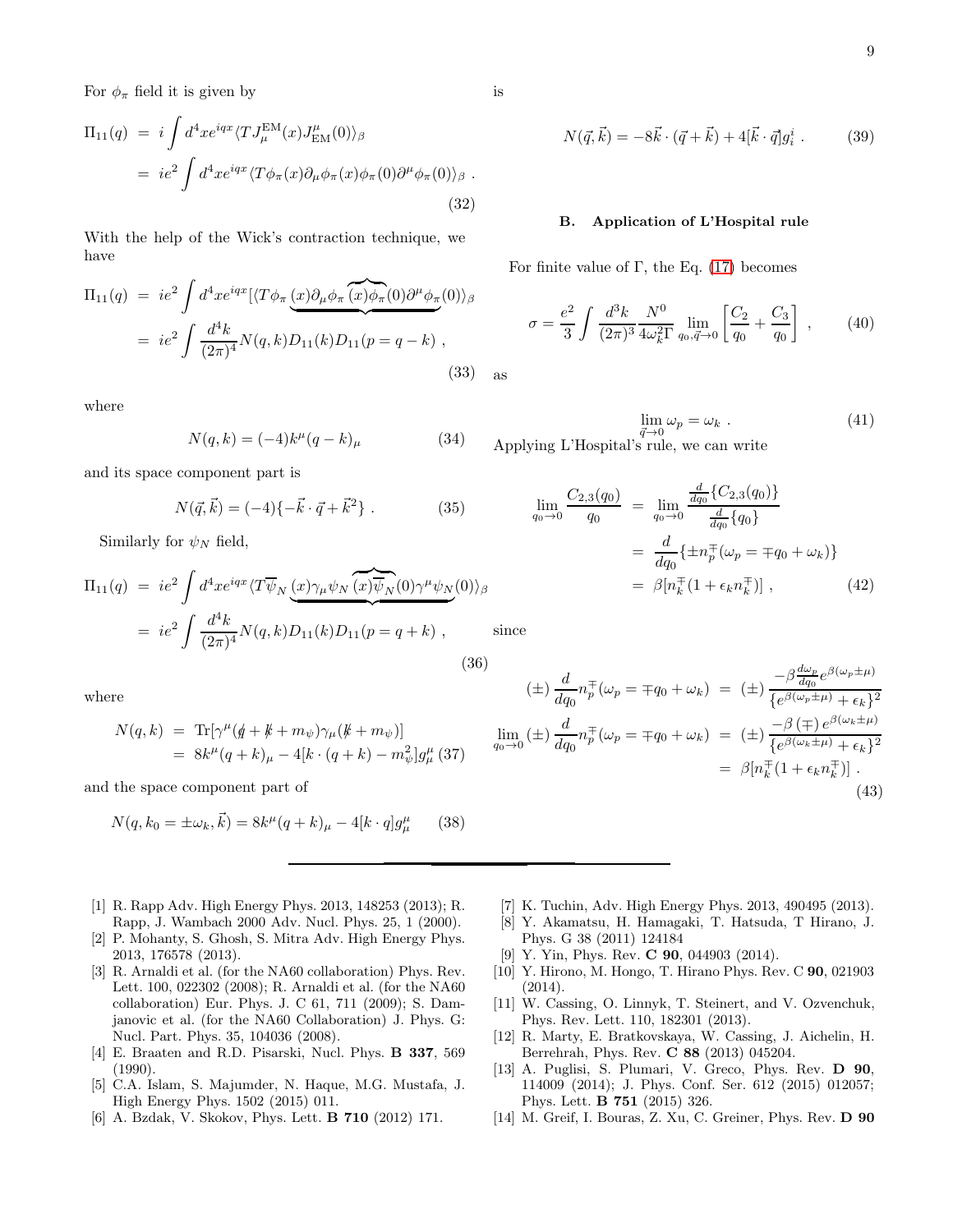For $\phi_\pi$ field it is given by

$$\Pi_{11}(q) = i\int d^4x e^{iqx}\langle T J_\mu^{\rm EM}(x) J^\mu_{\rm EM}(0)\rangle_\beta$$
$$= ie^2\int d^4x e^{iqx}\langle T\phi_\pi(x)\partial_\mu\phi_\pi(x)\phi_\pi(0)\partial^\mu\phi_\pi(0)\rangle_\beta \ . \quad (32)$$

With the help of the Wick's contraction technique, we have

$$\Pi_{11}(q) = ie^2\int d^4x e^{iqx}[\langle T\phi_\pi\underbrace{(x)\partial_\mu\phi_\pi\overbrace{(x)\phi_\pi}(0)\partial^\mu\phi_\pi}(0)\rangle_\beta$$
$$= ie^2\int \frac{d^4k}{(2\pi)^4} N(q,k) D_{11}(k) D_{11}(p=q-k) \ , \quad (33)$$

where

$$N(q,k) = (-4)k^\mu(q-k)_\mu \quad (34)$$

and its space component part is

$$N(\vec q,\vec k) = (-4)\{-\vec k\cdot\vec q + \vec k^2\} \ . \quad (35)$$

Similarly for $\psi_N$ field,

$$\Pi_{11}(q) = ie^2\int d^4x e^{iqx}\langle T\overline{\psi}_N\underbrace{(x)\gamma_\mu\psi_N\overbrace{(x)\overline{\psi}_N}(0)\gamma^\mu\psi_N}(0)\rangle_\beta$$
$$= ie^2\int \frac{d^4k}{(2\pi)^4} N(q,k) D_{11}(k) D_{11}(p=q+k) \ , \quad (36)$$

where

$$N(q,k) = {\rm Tr}[\gamma^\mu(\not q + \not k + m_\psi)\gamma_\mu(\not k + m_\psi)]$$
$$= 8k^\mu(q+k)_\mu - 4[k\cdot(q+k) - m_\psi^2]g^\mu_\mu \quad (37)$$

and the space component part of

$$N(q,k_0=\pm\omega_k,\vec k) = 8k^\mu(q+k)_\mu - 4[k\cdot q]g^\mu_\mu \quad (38)$$

is

$$N(\vec q,\vec k) = -8\vec k\cdot(\vec q+\vec k) + 4[\vec k\cdot\vec q]g^i_i \ . \quad (39)$$

### B. Application of L'Hospital rule

For finite value of $\Gamma$, the Eq. (17) becomes

$$\sigma = \frac{e^2}{3}\int\frac{d^3k}{(2\pi)^3}\frac{N^0}{4\omega_k^2\Gamma}\lim_{q_0,\vec q\to 0}\left[\frac{C_2}{q_0} + \frac{C_3}{q_0}\right] \ , \quad (40)$$

as

$$\lim_{\vec q\to 0}\omega_p = \omega_k \ . \quad (41)$$

Applying L'Hospital's rule, we can write

$$\lim_{q_0\to 0}\frac{C_{2,3}(q_0)}{q_0} = \lim_{q_0\to 0}\frac{\frac{d}{dq_0}\{C_{2,3}(q_0)\}}{\frac{d}{dq_0}\{q_0\}}$$
$$= \frac{d}{dq_0}\{\pm n_p^\mp(\omega_p = \mp q_0 + \omega_k)\}$$
$$= \beta[n_k^\mp(1+\epsilon_k n_k^\mp)] \ , \quad (42)$$

since

$$(\pm)\frac{d}{dq_0}n_p^\mp(\omega_p=\mp q_0+\omega_k) = (\pm)\frac{-\beta\frac{d\omega_p}{dq_0}e^{\beta(\omega_p\pm\mu)}}{\{e^{\beta(\omega_p\pm\mu)}+\epsilon_k\}^2}$$
$$\lim_{q_0\to 0}(\pm)\frac{d}{dq_0}n_p^\mp(\omega_p=\mp q_0+\omega_k) = (\pm)\frac{-\beta\,(\mp)\,e^{\beta(\omega_k\pm\mu)}}{\{e^{\beta(\omega_k\pm\mu)}+\epsilon_k\}^2}$$
$$= \beta[n_k^\mp(1+\epsilon_k n_k^\mp)] \ . \quad (43)$$

---

[1] R. Rapp Adv. High Energy Phys. 2013, 148253 (2013); R. Rapp, J. Wambach 2000 Adv. Nucl. Phys. 25, 1 (2000).

[2] P. Mohanty, S. Ghosh, S. Mitra Adv. High Energy Phys. 2013, 176578 (2013).

[3] R. Arnaldi et al. (for the NA60 collaboration) Phys. Rev. Lett. 100, 022302 (2008); R. Arnaldi et al. (for the NA60 collaboration) Eur. Phys. J. C 61, 711 (2009); S. Damjanovic et al. (for the NA60 Collaboration) J. Phys. G: Nucl. Part. Phys. 35, 104036 (2008).

[4] E. Braaten and R.D. Pisarski, Nucl. Phys. **B 337**, 569 (1990).

[5] C.A. Islam, S. Majumder, N. Haque, M.G. Mustafa, J. High Energy Phys. 1502 (2015) 011.

[6] A. Bzdak, V. Skokov, Phys. Lett. **B 710** (2012) 171.

[7] K. Tuchin, Adv. High Energy Phys. 2013, 490495 (2013).

[8] Y. Akamatsu, H. Hamagaki, T. Hatsuda, T Hirano, J. Phys. G 38 (2011) 124184

[9] Y. Yin, Phys. Rev. **C 90**, 044903 (2014).

[10] Y. Hirono, M. Hongo, T. Hirano Phys. Rev. C **90**, 021903 (2014).

[11] W. Cassing, O. Linnyk, T. Steinert, and V. Ozvenchuk, Phys. Rev. Lett. 110, 182301 (2013).

[12] R. Marty, E. Bratkovskaya, W. Cassing, J. Aichelin, H. Berrehrah, Phys. Rev. **C 88** (2013) 045204.

[13] A. Puglisi, S. Plumari, V. Greco, Phys. Rev. **D 90**, 114009 (2014); J. Phys. Conf. Ser. 612 (2015) 012057; Phys. Lett. **B 751** (2015) 326.

[14] M. Greif, I. Bouras, Z. Xu, C. Greiner, Phys. Rev. **D 90**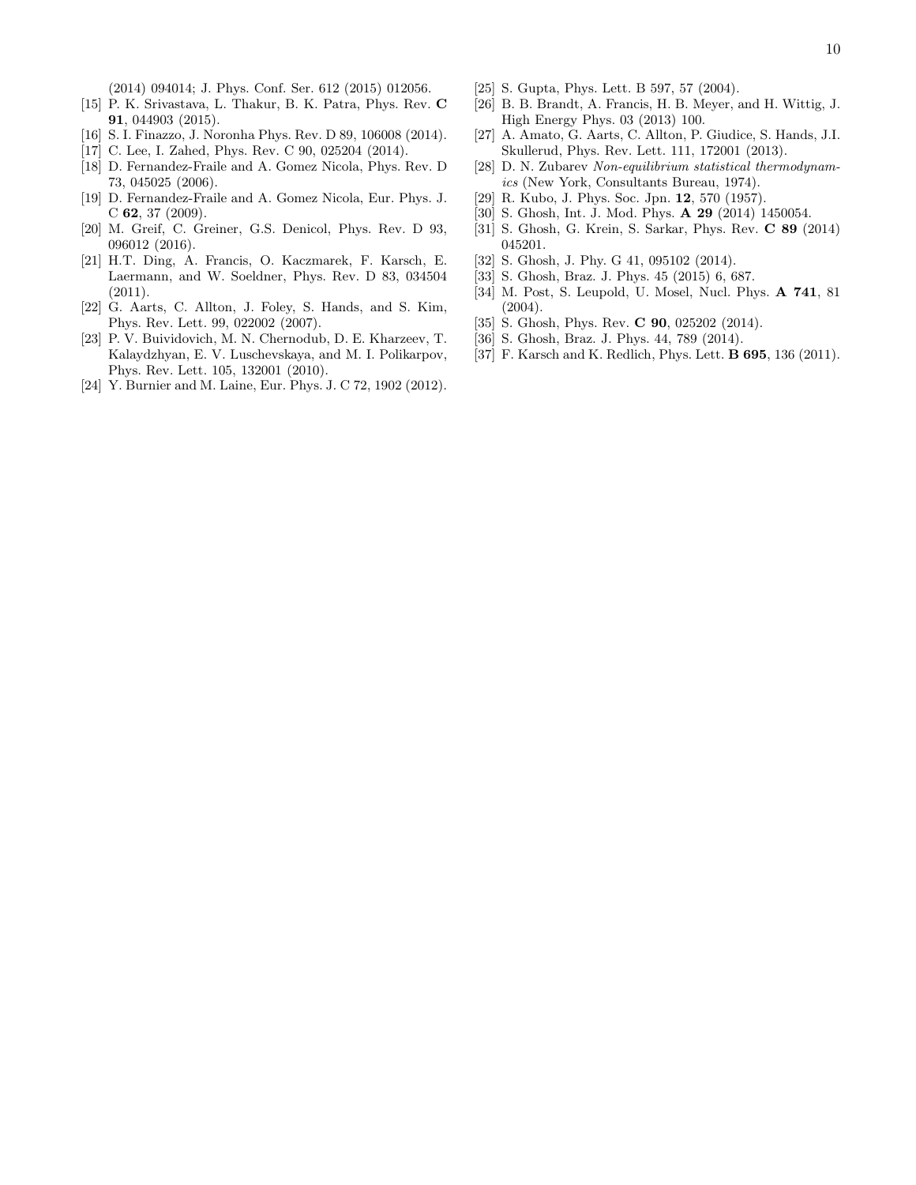(2014) 094014; J. Phys. Conf. Ser. 612 (2015) 012056.

[15] P. K. Srivastava, L. Thakur, B. K. Patra, Phys. Rev. **C 91**, 044903 (2015).

[16] S. I. Finazzo, J. Noronha Phys. Rev. D 89, 106008 (2014).

[17] C. Lee, I. Zahed, Phys. Rev. C 90, 025204 (2014).

[18] D. Fernandez-Fraile and A. Gomez Nicola, Phys. Rev. D 73, 045025 (2006).

[19] D. Fernandez-Fraile and A. Gomez Nicola, Eur. Phys. J. C **62**, 37 (2009).

[20] M. Greif, C. Greiner, G.S. Denicol, Phys. Rev. D 93, 096012 (2016).

[21] H.T. Ding, A. Francis, O. Kaczmarek, F. Karsch, E. Laermann, and W. Soeldner, Phys. Rev. D 83, 034504 (2011).

[22] G. Aarts, C. Allton, J. Foley, S. Hands, and S. Kim, Phys. Rev. Lett. 99, 022002 (2007).

[23] P. V. Buividovich, M. N. Chernodub, D. E. Kharzeev, T. Kalaydzhyan, E. V. Luschevskaya, and M. I. Polikarpov, Phys. Rev. Lett. 105, 132001 (2010).

[24] Y. Burnier and M. Laine, Eur. Phys. J. C 72, 1902 (2012).

[25] S. Gupta, Phys. Lett. B 597, 57 (2004).

[26] B. B. Brandt, A. Francis, H. B. Meyer, and H. Wittig, J. High Energy Phys. 03 (2013) 100.

[27] A. Amato, G. Aarts, C. Allton, P. Giudice, S. Hands, J.I. Skullerud, Phys. Rev. Lett. 111, 172001 (2013).

[28] D. N. Zubarev *Non-equilibrium statistical thermodynamics* (New York, Consultants Bureau, 1974).

[29] R. Kubo, J. Phys. Soc. Jpn. **12**, 570 (1957).

[30] S. Ghosh, Int. J. Mod. Phys. **A 29** (2014) 1450054.

[31] S. Ghosh, G. Krein, S. Sarkar, Phys. Rev. **C 89** (2014) 045201.

[32] S. Ghosh, J. Phy. G 41, 095102 (2014).

[33] S. Ghosh, Braz. J. Phys. 45 (2015) 6, 687.

[34] M. Post, S. Leupold, U. Mosel, Nucl. Phys. **A 741**, 81 (2004).

[35] S. Ghosh, Phys. Rev. **C 90**, 025202 (2014).

[36] S. Ghosh, Braz. J. Phys. 44, 789 (2014).

[37] F. Karsch and K. Redlich, Phys. Lett. **B 695**, 136 (2011).